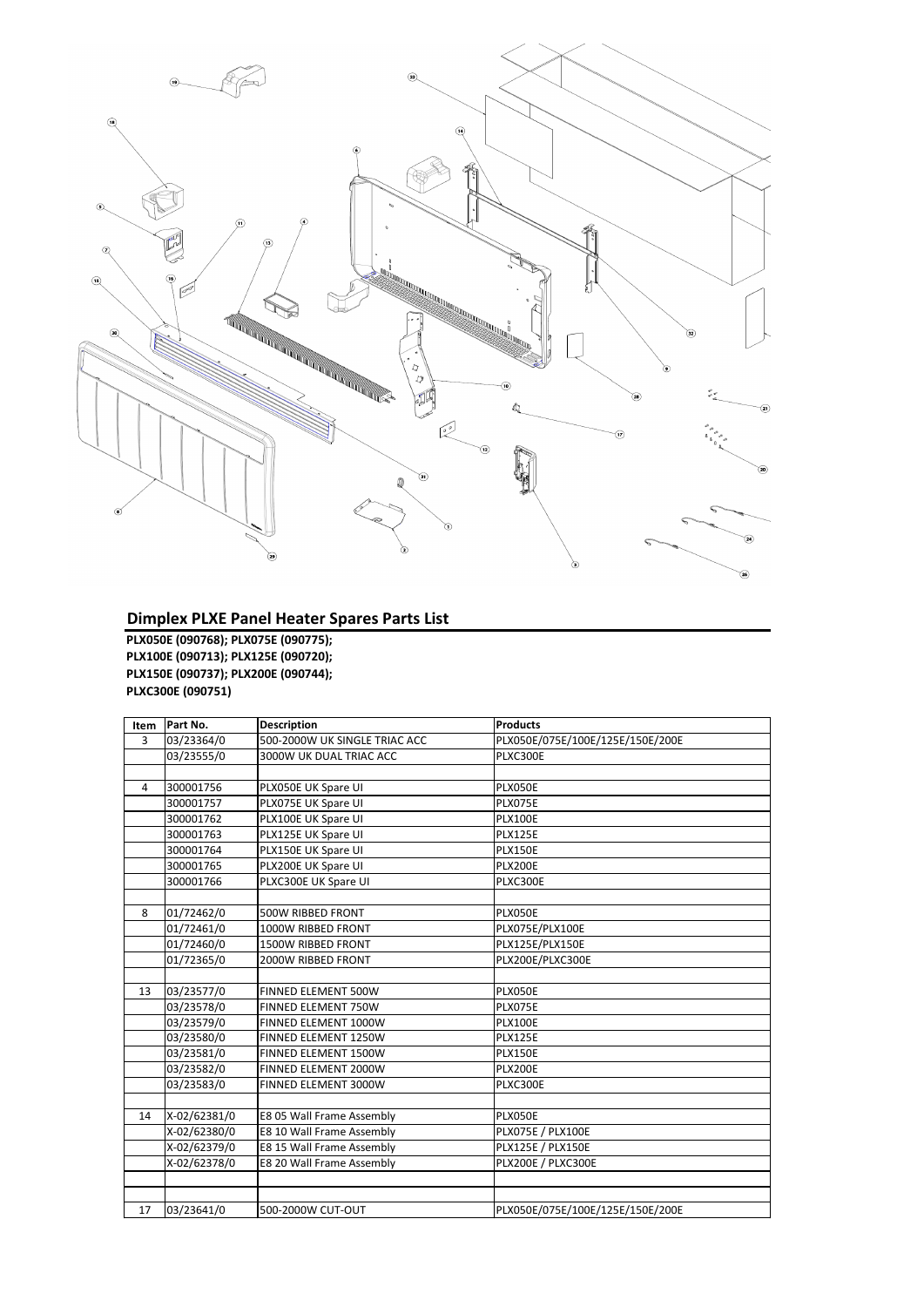## Dimplex PLXE Panel Heater Spares Parts List

**PLX050E (090768); PLX075E (090775); PLX100E (090713); PLX125E (090720); PLX150E (090737); PLX200E (090744); PLXC300E (090751)**

| Item | Part No. | Description | Products |
|---|---|---|---|
| 3 | 03/23364/0 | 500-2000W UK SINGLE TRIAC ACC | PLX050E/075E/100E/125E/150E/200E |
| | 03/23555/0 | 3000W UK DUAL TRIAC ACC | PLXC300E |
| | | | |
| 4 | 300001756 | PLX050E UK Spare UI | PLX050E |
| | 300001757 | PLX075E UK Spare UI | PLX075E |
| | 300001762 | PLX100E UK Spare UI | PLX100E |
| | 300001763 | PLX125E UK Spare UI | PLX125E |
| | 300001764 | PLX150E UK Spare UI | PLX150E |
| | 300001765 | PLX200E UK Spare UI | PLX200E |
| | 300001766 | PLXC300E UK Spare UI | PLXC300E |
| | | | |
| 8 | 01/72462/0 | 500W RIBBED FRONT | PLX050E |
| | 01/72461/0 | 1000W RIBBED FRONT | PLX075E/PLX100E |
| | 01/72460/0 | 1500W RIBBED FRONT | PLX125E/PLX150E |
| | 01/72365/0 | 2000W RIBBED FRONT | PLX200E/PLXC300E |
| | | | |
| 13 | 03/23577/0 | FINNED ELEMENT 500W | PLX050E |
| | 03/23578/0 | FINNED ELEMENT 750W | PLX075E |
| | 03/23579/0 | FINNED ELEMENT 1000W | PLX100E |
| | 03/23580/0 | FINNED ELEMENT 1250W | PLX125E |
| | 03/23581/0 | FINNED ELEMENT 1500W | PLX150E |
| | 03/23582/0 | FINNED ELEMENT 2000W | PLX200E |
| | 03/23583/0 | FINNED ELEMENT 3000W | PLXC300E |
| | | | |
| 14 | X-02/62381/0 | E8 05 Wall Frame Assembly | PLX050E |
| | X-02/62380/0 | E8 10 Wall Frame Assembly | PLX075E / PLX100E |
| | X-02/62379/0 | E8 15 Wall Frame Assembly | PLX125E / PLX150E |
| | X-02/62378/0 | E8 20 Wall Frame Assembly | PLX200E / PLXC300E |
| | | | |
| | | | |
| 17 | 03/23641/0 | 500-2000W CUT-OUT | PLX050E/075E/100E/125E/150E/200E |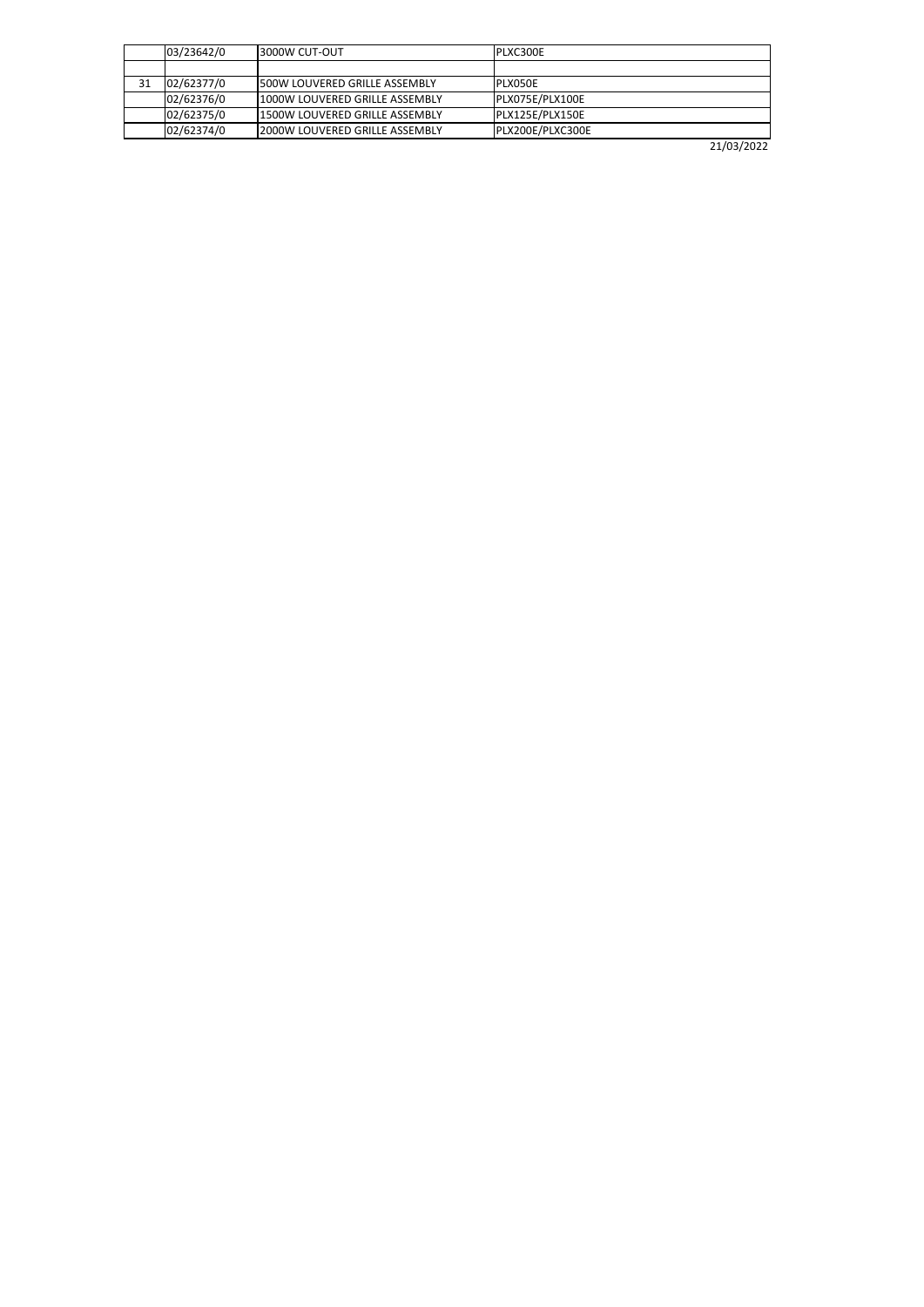| | | | |
|---|---|---|---|
| | 03/23642/0 | 3000W CUT-OUT | PLXC300E |
| | | | |
| 31 | 02/62377/0 | 500W LOUVERED GRILLE ASSEMBLY | PLX050E |
| | 02/62376/0 | 1000W LOUVERED GRILLE ASSEMBLY | PLX075E/PLX100E |
| | 02/62375/0 | 1500W LOUVERED GRILLE ASSEMBLY | PLX125E/PLX150E |
| | 02/62374/0 | 2000W LOUVERED GRILLE ASSEMBLY | PLX200E/PLXC300E |

21/03/2022